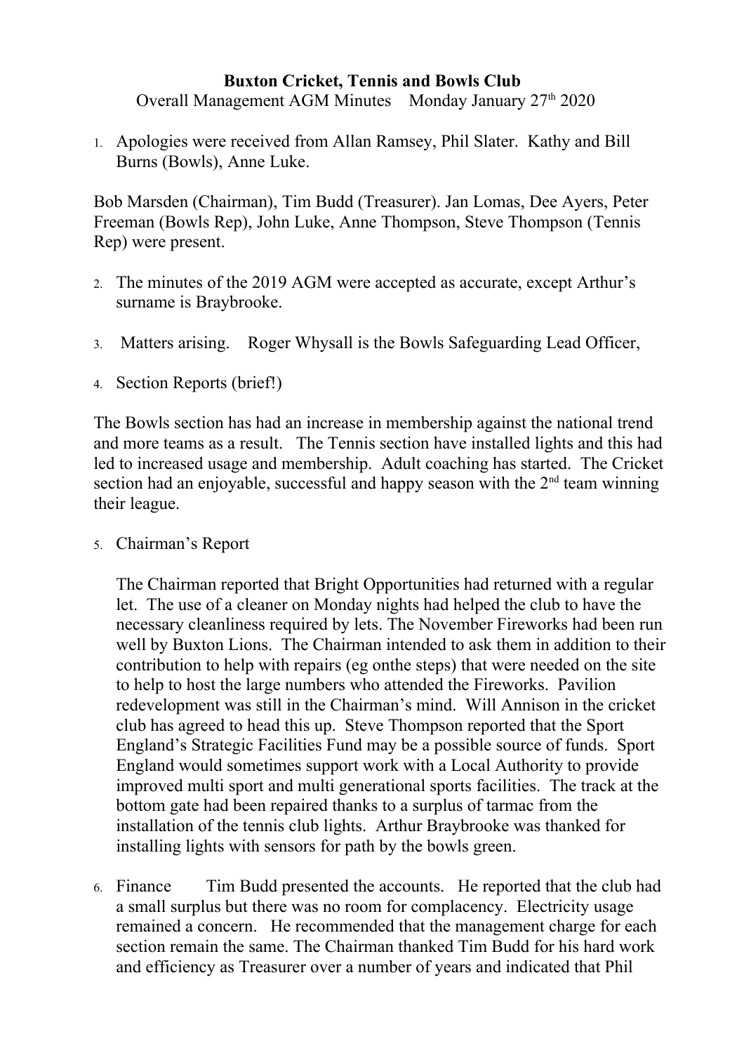**Buxton Cricket, Tennis and Bowls Club**

Overall Management AGM Minutes    Monday January 27th 2020

1. Apologies were received from Allan Ramsey, Phil Slater. Kathy and Bill Burns (Bowls), Anne Luke.

Bob Marsden (Chairman), Tim Budd (Treasurer). Jan Lomas, Dee Ayers, Peter Freeman (Bowls Rep), John Luke, Anne Thompson, Steve Thompson (Tennis Rep) were present.

2. The minutes of the 2019 AGM were accepted as accurate, except Arthur's surname is Braybrooke.

3. Matters arising.    Roger Whysall is the Bowls Safeguarding Lead Officer,

4. Section Reports (brief!)

The Bowls section has had an increase in membership against the national trend and more teams as a result. The Tennis section have installed lights and this had led to increased usage and membership. Adult coaching has started. The Cricket section had an enjoyable, successful and happy season with the 2nd team winning their league.

5. Chairman's Report

   The Chairman reported that Bright Opportunities had returned with a regular let. The use of a cleaner on Monday nights had helped the club to have the necessary cleanliness required by lets. The November Fireworks had been run well by Buxton Lions. The Chairman intended to ask them in addition to their contribution to help with repairs (eg onthe steps) that were needed on the site to help to host the large numbers who attended the Fireworks. Pavilion redevelopment was still in the Chairman's mind. Will Annison in the cricket club has agreed to head this up. Steve Thompson reported that the Sport England's Strategic Facilities Fund may be a possible source of funds. Sport England would sometimes support work with a Local Authority to provide improved multi sport and multi generational sports facilities. The track at the bottom gate had been repaired thanks to a surplus of tarmac from the installation of the tennis club lights. Arthur Braybrooke was thanked for installing lights with sensors for path by the bowls green.

6. Finance        Tim Budd presented the accounts. He reported that the club had a small surplus but there was no room for complacency. Electricity usage remained a concern. He recommended that the management charge for each section remain the same. The Chairman thanked Tim Budd for his hard work and efficiency as Treasurer over a number of years and indicated that Phil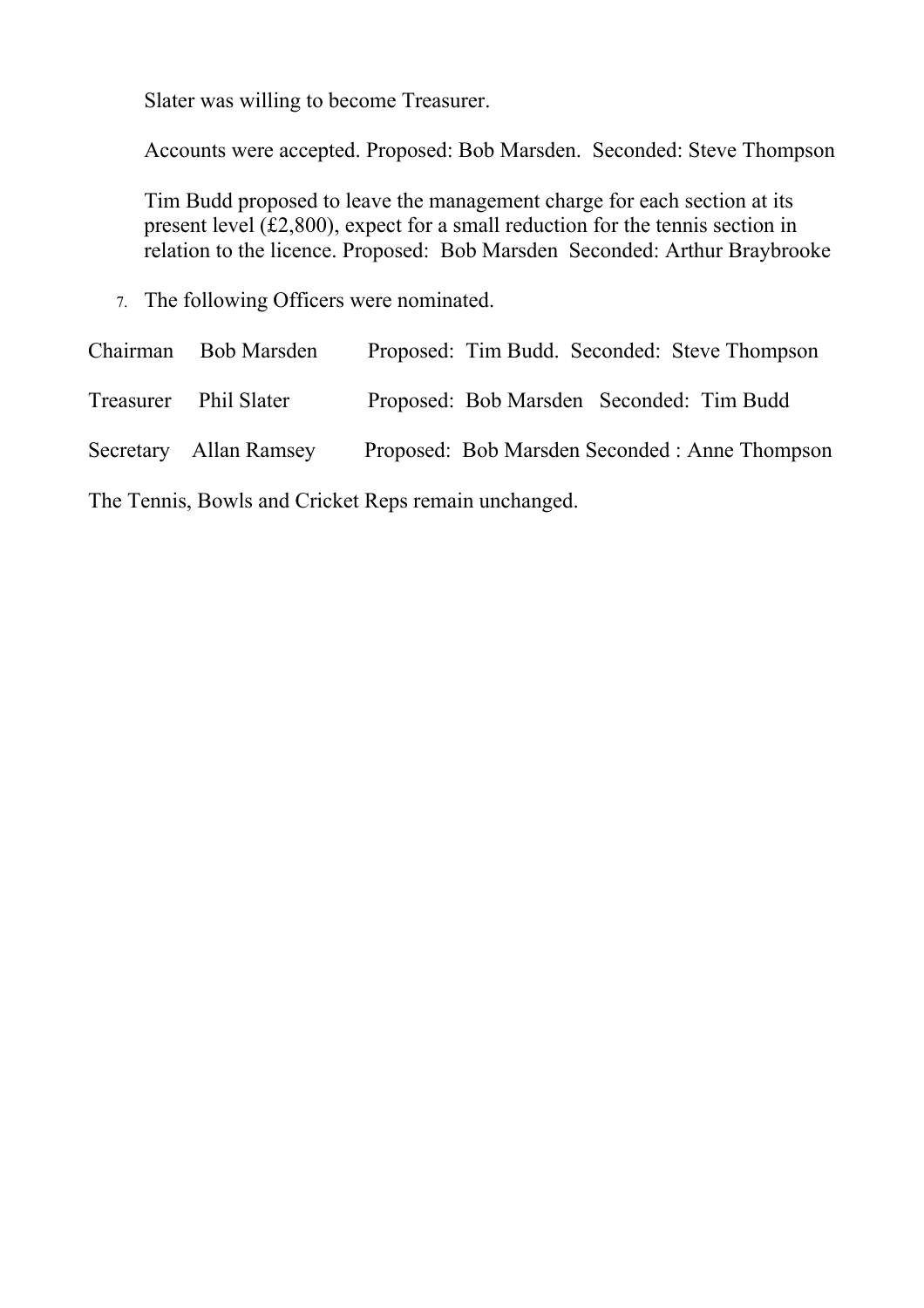Slater was willing to become Treasurer.

Accounts were accepted. Proposed: Bob Marsden.  Seconded: Steve Thompson

Tim Budd proposed to leave the management charge for each section at its present level (£2,800), expect for a small reduction for the tennis section in relation to the licence. Proposed:  Bob Marsden  Seconded: Arthur Braybrooke

7. The following Officers were nominated.

Chairman  Bob Marsden  Proposed:  Tim Budd.  Seconded:  Steve Thompson

Treasurer  Phil Slater  Proposed:  Bob Marsden  Seconded:  Tim Budd

Secretary  Allan Ramsey  Proposed:  Bob Marsden Seconded : Anne Thompson

The Tennis, Bowls and Cricket Reps remain unchanged.